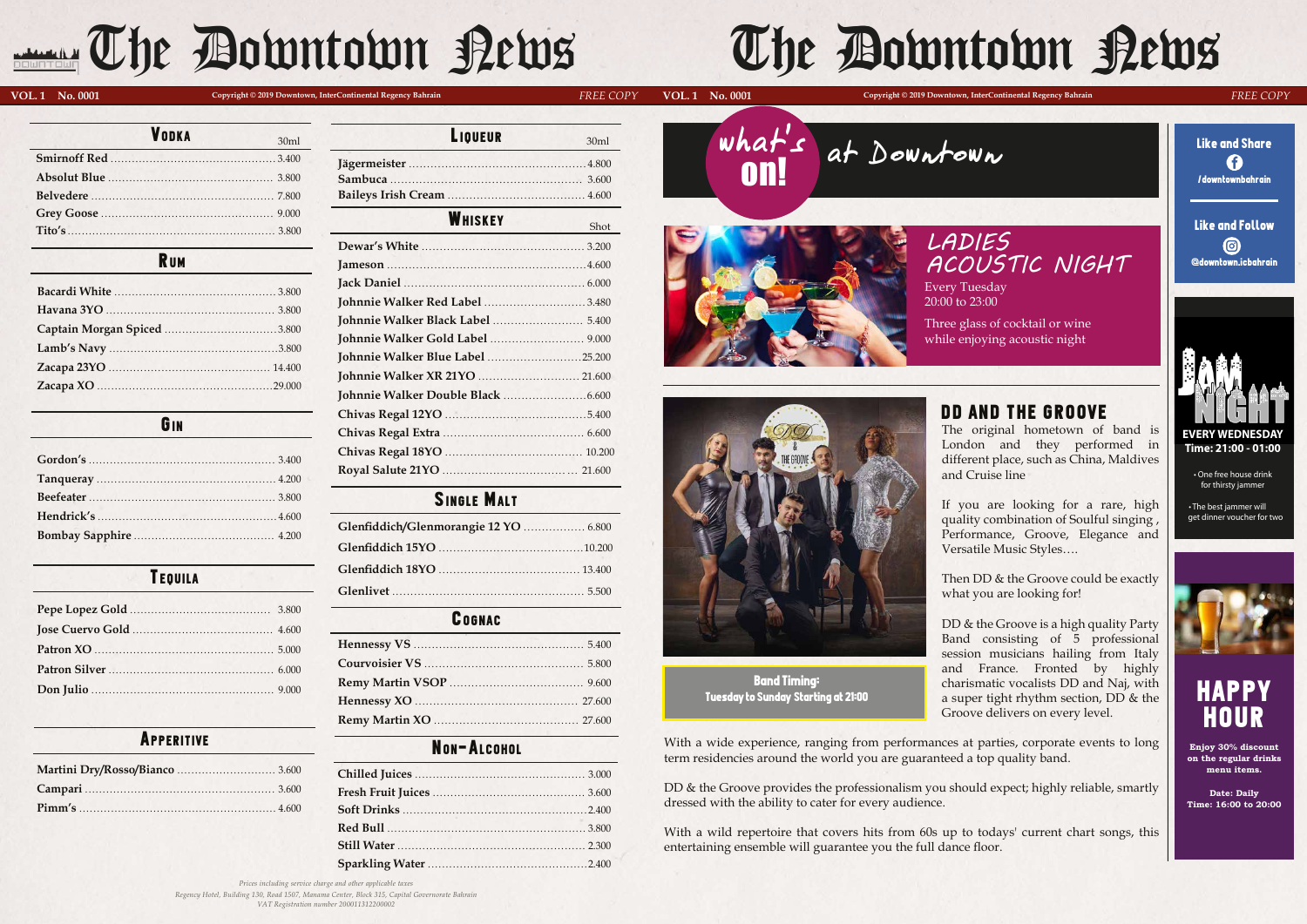# The Downtown News

VOL. 1 No. 0001 — Copyright © 2019 Downtown, InterContinental Regency Bahrain — *FREE COPY*

## Vodka

| Vodka | 30ml |
|---|---|
| Smirnoff Red | 3.400 |
| Absolut Blue | 3.800 |
| Belvedere | 7.800 |
| Grey Goose | 9.000 |
| Tito's | 3.800 |

## Rum

| Rum | |
|---|---|
| Bacardi White | 3.800 |
| Havana 3YO | 3.800 |
| Captain Morgan Spiced | 3.800 |
| Lamb's Navy | 3.800 |
| Zacapa 23YO | 14.400 |
| Zacapa XO | 29.000 |

## Gin

| Gin | |
|---|---|
| Gordon's | 3.400 |
| Tanqueray | 4.200 |
| Beefeater | 3.800 |
| Hendrick's | 4.600 |
| Bombay Sapphire | 4.200 |

## Tequila

| Tequila | |
|---|---|
| Pepe Lopez Gold | 3.800 |
| Jose Cuervo Gold | 4.600 |
| Patron XO | 5.000 |
| Patron Silver | 6.000 |
| Don Julio | 9.000 |

## Apperitive

| Apperitive | |
|---|---|
| Martini Dry/Rosso/Bianco | 3.600 |
| Campari | 3.600 |
| Pimm's | 4.600 |

## Liqueur

| Liqueur | 30ml |
|---|---|
| Jägermeister | 4.800 |
| Sambuca | 3.600 |
| Baileys Irish Cream | 4.600 |

## Whiskey

| Whiskey | Shot |
|---|---|
| Dewar's White | 3.200 |
| Jameson | 4.600 |
| Jack Daniel | 6.000 |
| Johnnie Walker Red Label | 3.480 |
| Johnnie Walker Black Label | 5.400 |
| Johnnie Walker Gold Label | 9.000 |
| Johnnie Walker Blue Label | 25.200 |
| Johnnie Walker XR 21YO | 21.600 |
| Johnnie Walker Double Black | 6.600 |
| Chivas Regal 12YO | 5.400 |
| Chivas Regal Extra | 6.600 |
| Chivas Regal 18YO | 10.200 |
| Royal Salute 21YO | 21.600 |

## Single Malt

| Single Malt | |
|---|---|
| Glenfiddich/Glenmorangie 12 YO | 6.800 |
| Glenfiddich 15YO | 10.200 |
| Glenfiddich 18YO | 13.400 |
| Glenlivet | 5.500 |

## Cognac

| Cognac | |
|---|---|
| Hennessy VS | 5.400 |
| Courvoisier VS | 5.800 |
| Remy Martin VSOP | 9.600 |
| Hennessy XO | 27.600 |
| Remy Martin XO | 27.600 |

## Non-Alcohol

| Non-Alcohol | |
|---|---|
| Chilled Juices | 3.000 |
| Fresh Fruit Juices | 3.600 |
| Soft Drinks | 2.400 |
| Red Bull | 3.800 |
| Still Water | 2.300 |
| Sparkling Water | 2.400 |

*Prices including service charge and other applicable taxes*
*Regency Hotel, Building 130, Road 1507, Manama Center, Block 315, Capital Governorate Bahrain*
*VAT Registration number 200011312200002*

# The Downtown News

VOL. 1 No. 0001 — Copyright © 2019 Downtown, InterContinental Regency Bahrain — *FREE COPY*

## what's on! at Downtown

### LADIES ACOUSTIC NIGHT

Every Tuesday
20:00 to 23:00

Three glass of cocktail or wine while enjoying acoustic night

### DD AND THE GROOVE

The original hometown of band is London and they performed in different place, such as China, Maldives and Cruise line

If you are looking for a rare, high quality combination of Soulful singing , Performance, Groove, Elegance and Versatile Music Styles….

Then DD & the Groove could be exactly what you are looking for!

DD & the Groove is a high quality Party Band consisting of 5 professional session musicians hailing from Italy and France. Fronted by highly charismatic vocalists DD and Naj, with a super tight rhythm section, DD & the Groove delivers on every level.

**Band Timing:**
**Tuesday to Sunday Starting at 21:00**

With a wide experience, ranging from performances at parties, corporate events to long term residencies around the world you are guaranteed a top quality band.

DD & the Groove provides the professionalism you should expect; highly reliable, smartly dressed with the ability to cater for every audience.

With a wild repertoire that covers hits from 60s up to todays' current chart songs, this entertaining ensemble will guarantee you the full dance floor.

**Like and Share**
/downtownbahrain

**Like and Follow**
@downtown.icbahrain

### JAM NIGHT

**EVERY WEDNESDAY**
**Time: 21:00 - 01:00**

- One free house drink for thirsty jammer
- The best jammer will get dinner voucher for two

### HAPPY HOUR

**Enjoy 30% discount on the regular drinks menu items.**

**Date: Daily**
**Time: 16:00 to 20:00**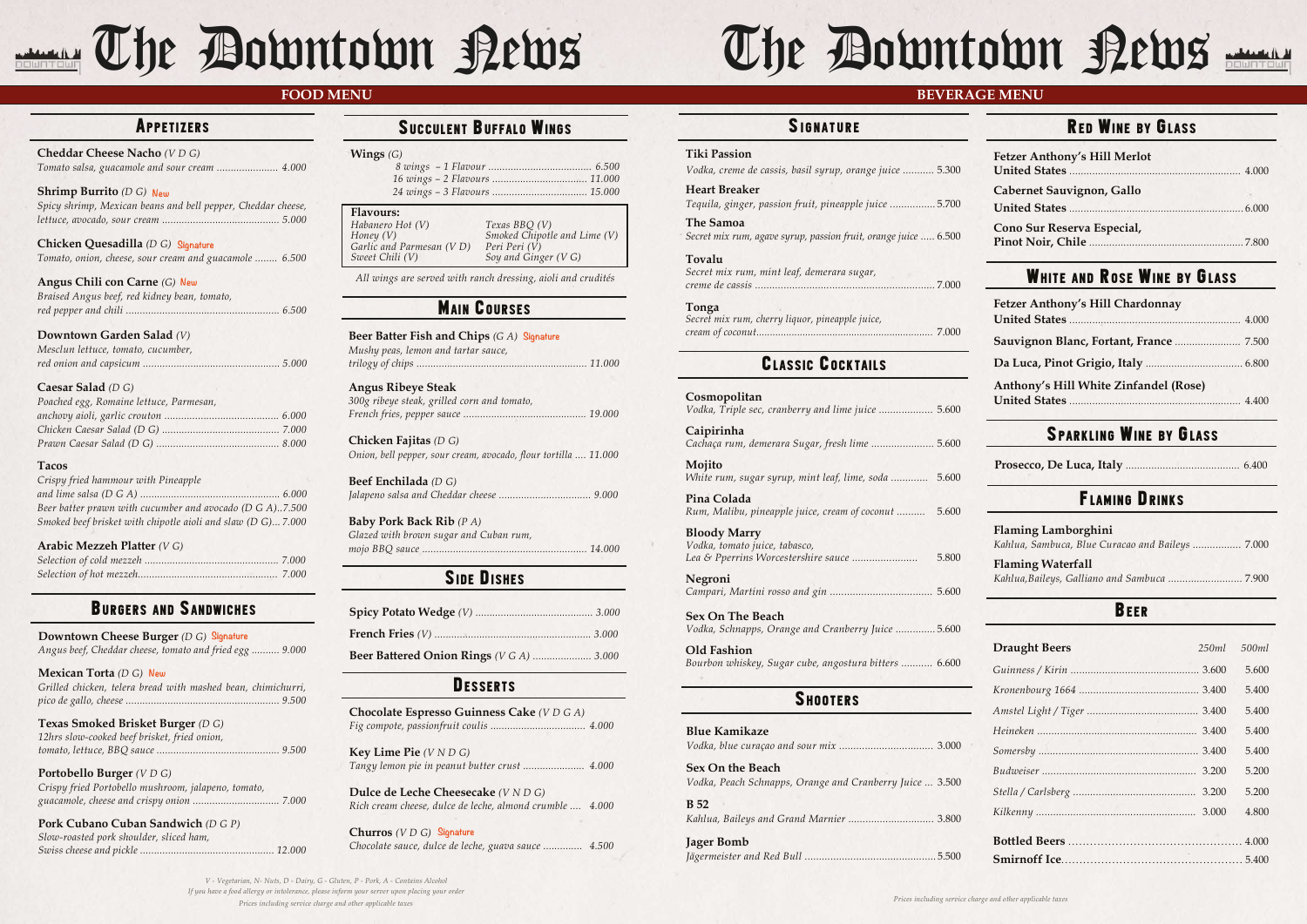# The Downtown News

## FOOD MENU

### Appetizers

**Cheddar Cheese Nacho** *(V D G)*
*Tomato salsa, guacamole and sour cream* ...................... *4.000*

**Shrimp Burrito** *(D G)* New
*Spicy shrimp, Mexican beans and bell pepper, Cheddar cheese, lettuce, avocado, sour cream* ........................................ *5.000*

**Chicken Quesadilla** *(D G)* Signature
*Tomato, onion, cheese, sour cream and guacamole* ........ *6.500*

**Angus Chili con Carne** *(G)* New
*Braised Angus beef, red kidney bean, tomato, red pepper and chili* ........................................ *6.500*

**Downtown Garden Salad** *(V)*
*Mesclun lettuce, tomato, cucumber, red onion and capsicum* ........................................ *5.000*

**Caesar Salad** *(D G)*
*Poached egg, Romaine lettuce, Parmesan, anchovy aioli, garlic crouton* ........................................ *6.000*
*Chicken Caesar Salad (D G)* ........................................ *7.000*
*Prawn Caesar Salad (D G)* ........................................ *8.000*

**Tacos**
*Crispy fried hammour with Pineapple and lime salsa (D G A)* ........................................ *6.000*
*Beer batter prawn with cucumber and avocado (D G A)..7.500*
*Smoked beef brisket with chipotle aioli and slaw (D G)... 7.000*

**Arabic Mezzeh Platter** *(V G)*
*Selection of cold mezzeh* ........................................ *7.000*
*Selection of hot mezzeh*........................................ *7.000*

### Burgers and Sandwiches

**Downtown Cheese Burger** *(D G)* Signature
*Angus beef, Cheddar cheese, tomato and fried egg* .......... *9.000*

**Mexican Torta** *(D G)* New
*Grilled chicken, telera bread with mashed bean, chimichurri, pico de gallo, cheese* ........................................ *9.500*

**Texas Smoked Brisket Burger** *(D G)*
*12hrs slow-cooked beef brisket, fried onion, tomato, lettuce, BBQ sauce* ........................................ *9.500*

**Portobello Burger** *(V D G)*
*Crispy fried Portobello mushroom, jalapeno, tomato, guacamole, cheese and crispy onion* ................................ *7.000*

**Pork Cubano Cuban Sandwich** *(D G P)*
*Slow-roasted pork shoulder, sliced ham, Swiss cheese and pickle* ........................................ *12.000*

### Succulent Buffalo Wings

**Wings** *(G)*
*8 wings – 1 Flavour* ........................................ *6.500*
*16 wings – 2 Flavours* ........................................ *11.000*
*24 wings – 3 Flavours* ........................................ *15.000*

**Flavours:**
*Habanero Hot (V)*
*Honey (V)*
*Garlic and Parmesan (V D)*
*Sweet Chili (V)*
*Texas BBQ (V)*
*Smoked Chipotle and Lime (V)*
*Peri Peri (V)*
*Soy and Ginger (V G)*

*All wings are served with ranch dressing, aioli and crudités*

### Main Courses

**Beer Batter Fish and Chips** *(G A)* Signature
*Mushy peas, lemon and tartar sauce, trilogy of chips* ........................................ *11.000*

**Angus Ribeye Steak**
*300g ribeye steak, grilled corn and tomato, French fries, pepper sauce* ........................................ *19.000*

**Chicken Fajitas** *(D G)*
*Onion, bell pepper, sour cream, avocado, flour tortilla .... 11.000*

**Beef Enchilada** *(D G)*
*Jalapeno salsa and Cheddar cheese* ................................ *9.000*

**Baby Pork Back Rib** *(P A)*
*Glazed with brown sugar and Cuban rum, mojo BBQ sauce* ........................................ *14.000*

### Side Dishes

**Spicy Potato Wedge** *(V)* ........................................ *3.000*

**French Fries** *(V)* ........................................ *3.000*

**Beer Battered Onion Rings** *(V G A)* ..................... *3.000*

### Desserts

**Chocolate Espresso Guinness Cake** *(V D G A)*
*Fig compote, passionfruit coulis* ................................ *4.000*

**Key Lime Pie** *(V N D G)*
*Tangy lemon pie in peanut butter crust* ...................... *4.000*

**Dulce de Leche Cheesecake** *(V N D G)*
*Rich cream cheese, dulce de leche, almond crumble* .... *4.000*

**Churros** *(V D G)* Signature
*Chocolate sauce, dulce de leche, guava sauce* .............. *4.500*

*V - Vegetarian, N- Nuts, D - Dairy, G - Gluten, P - Pork, A - Contains Alcohol*
*If you have a food allergy or intolerance, please inform your server upon placing your order*
*Prices including service charge and other applicable taxes*

# The Downtown News

## BEVERAGE MENU

### Signature

**Tiki Passion**
*Vodka, creme de cassis, basil syrup, orange juice* ........... 5.300

**Heart Breaker**
*Tequila, ginger, passion fruit, pineapple juice* ................ 5.700

**The Samoa**
*Secret mix rum, agave syrup, passion fruit, orange juice* ..... 6.500

**Tovalu**
*Secret mix rum, mint leaf, demerara sugar, creme de cassis* ........................................ 7.000

**Tonga**
*Secret mix rum, cherry liquor, pineapple juice, cream of coconut*........................................ 7.000

### Classic Cocktails

**Cosmopolitan**
*Vodka, Triple sec, cranberry and lime juice* ................... 5.600

**Caipirinha**
*Cachaça rum, demerara Sugar, fresh lime* ...................... 5.600

**Mojito**
*White rum, sugar syrup, mint leaf, lime, soda* ............. 5.600

**Pina Colada**
*Rum, Malibu, pineapple juice, cream of coconut* .......... 5.600

**Bloody Marry**
*Vodka, tomato juice, tabasco, Lea & Pperrins Worcestershire sauce* ........................ 5.800

**Negroni**
*Campari, Martini rosso and gin* .................................... 5.600

**Sex On The Beach**
*Vodka, Schnapps, Orange and Cranberry Juice* ..............5.600

**Old Fashion**
*Bourbon whiskey, Sugar cube, angostura bitters* ........... 6.600

### Shooters

**Blue Kamikaze**
*Vodka, blue curaçao and sour mix* ................................ 3.000

**Sex On the Beach**
*Vodka, Peach Schnapps, Orange and Cranberry Juice* ... 3.500

**B 52**
*Kahlua, Baileys and Grand Marnier* .............................. 3.800

**Jager Bomb**
*Jägermeister and Red Bull* ........................................5.500

### Red Wine by Glass

**Fetzer Anthony's Hill Merlot United States** ........................................ 4.000

**Cabernet Sauvignon, Gallo United States** ........................................6.000

**Cono Sur Reserva Especial, Pinot Noir, Chile** ........................................7.800

### White and Rose Wine by Glass

**Fetzer Anthony's Hill Chardonnay United States** ........................................ 4.000

**Sauvignon Blanc, Fortant, France** ...................... 7.500

**Da Luca, Pinot Grigio, Italy** ................................ 6.800

**Anthony's Hill White Zinfandel (Rose) United States** ........................................ 4.400

### Sparkling Wine by Glass

**Prosecco, De Luca, Italy** ........................................ 6.400

### Flaming Drinks

**Flaming Lamborghini**
*Kahlua, Sambuca, Blue Curacao and Baileys* ................. 7.000

**Flaming Waterfall**
*Kahlua,Baileys, Galliano and Sambuca* ........................... 7.900

### Beer

| Draught Beers | 250ml | 500ml |
|---|---|---|
| *Guinness / Kirin* | 3.600 | 5.600 |
| *Kronenbourg 1664* | 3.400 | 5.400 |
| *Amstel Light / Tiger* | 3.400 | 5.400 |
| *Heineken* | 3.400 | 5.400 |
| *Somersby* | 3.400 | 5.400 |
| *Budweiser* | 3.200 | 5.200 |
| *Stella / Carlsberg* | 3.200 | 5.200 |
| *Kilkenny* | 3.000 | 4.800 |

**Bottled Beers** ........................................ 4.000

**Smirnoff Ice**........................................ 5.400

*Prices including service charge and other applicable taxes*